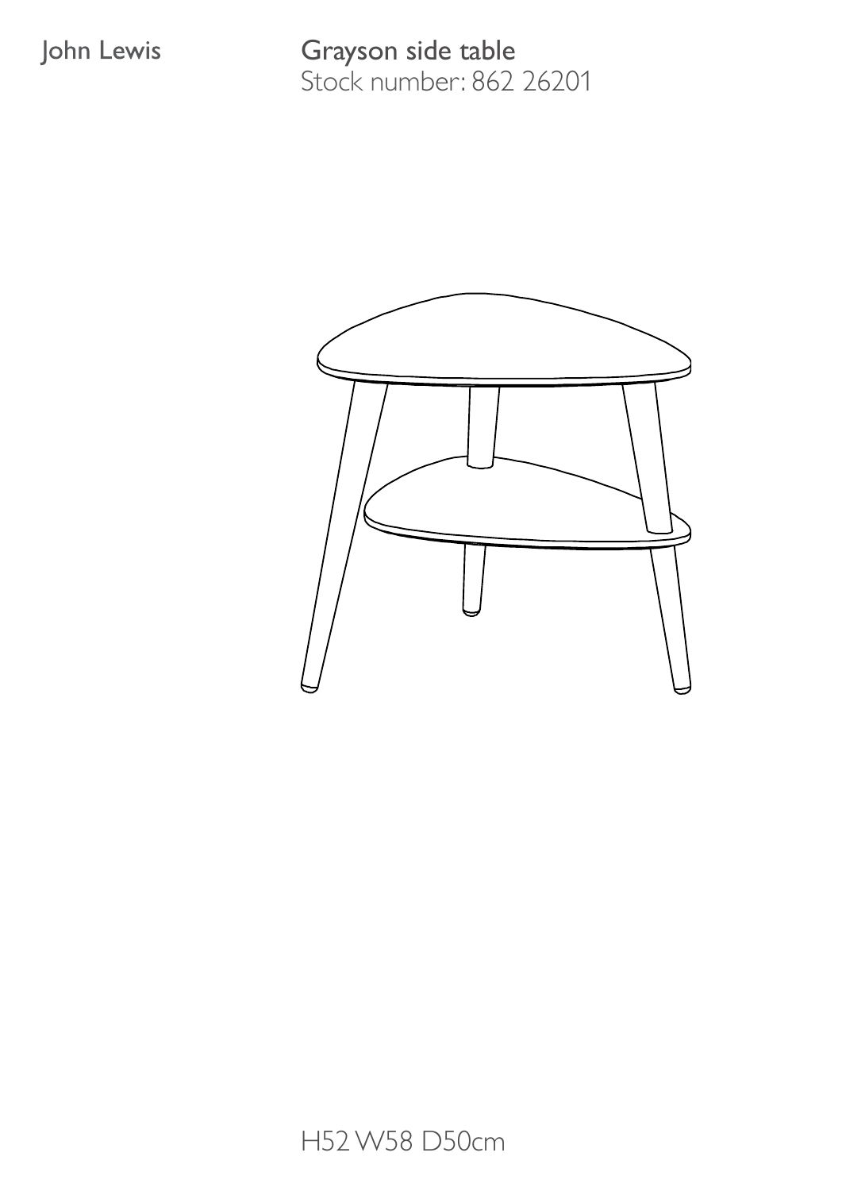John Lewis

# Grayson side table

Stock number: 862 26201

H52 W58 D50cm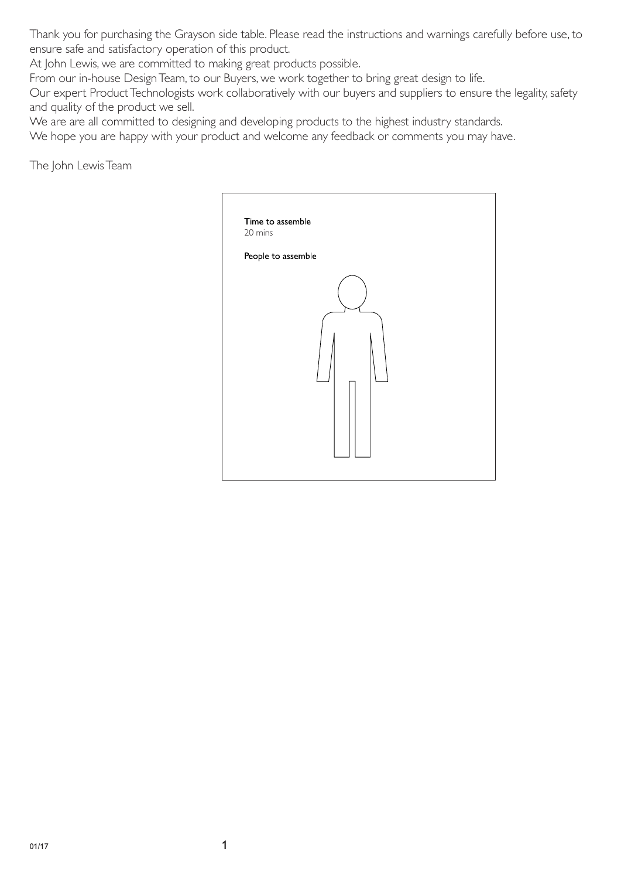Thank you for purchasing the Grayson side table. Please read the instructions and warnings carefully before use, to ensure safe and satisfactory operation of this product.

At John Lewis, we are committed to making great products possible.

From our in-house Design Team, to our Buyers, we work together to bring great design to life.

Our expert Product Technologists work collaboratively with our buyers and suppliers to ensure the legality, safety and quality of the product we sell.

We are are all committed to designing and developing products to the highest industry standards.

We hope you are happy with your product and welcome any feedback or comments you may have.

The John Lewis Team

**Time to assemble**
20 mins

**People to assemble**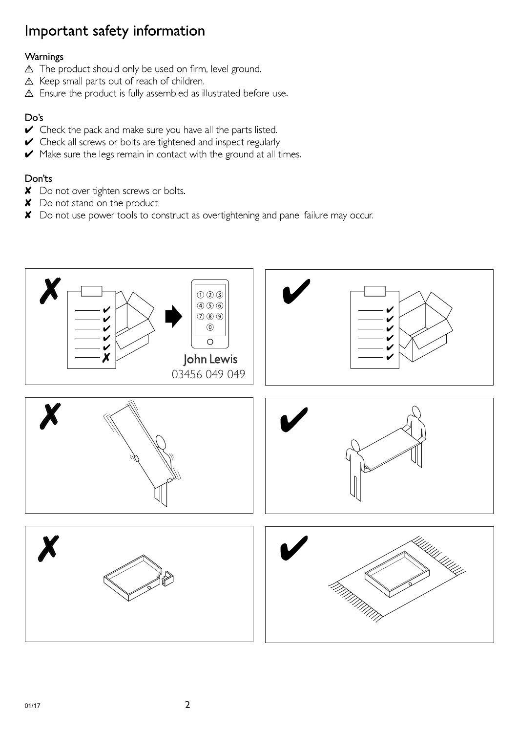# Important safety information

### Warnings

⚠ The product should only be used on firm, level ground.
⚠ Keep small parts out of reach of children.
⚠ Ensure the product is fully assembled as illustrated before use.

### Do's

✔ Check the pack and make sure you have all the parts listed.
✔ Check all screws or bolts are tightened and inspect regularly.
✔ Make sure the legs remain in contact with the ground at all times.

### Don'ts

✘ Do not over tighten screws or bolts.
✘ Do not stand on the product.
✘ Do not use power tools to construct as overtightening and panel failure may occur.

John Lewis
03456 049 049

01/17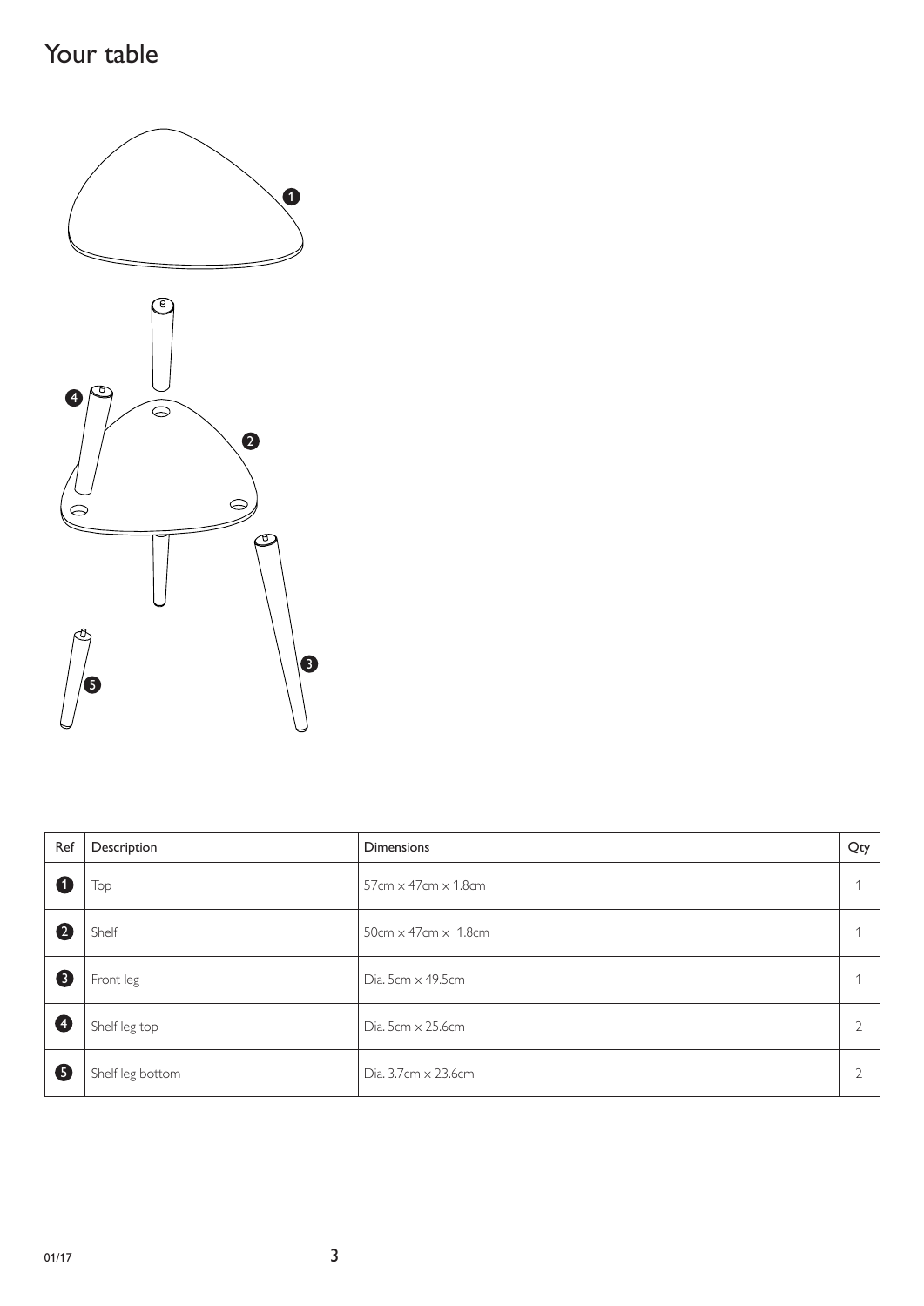# Your table

| Ref | Description | Dimensions | Qty |
| --- | --- | --- | --- |
| 1 | Top | 57cm x 47cm x 1.8cm | 1 |
| 2 | Shelf | 50cm x 47cm x 1.8cm | 1 |
| 3 | Front leg | Dia. 5cm x 49.5cm | 1 |
| 4 | Shelf leg top | Dia. 5cm x 25.6cm | 2 |
| 5 | Shelf leg bottom | Dia. 3.7cm x 23.6cm | 2 |

01/17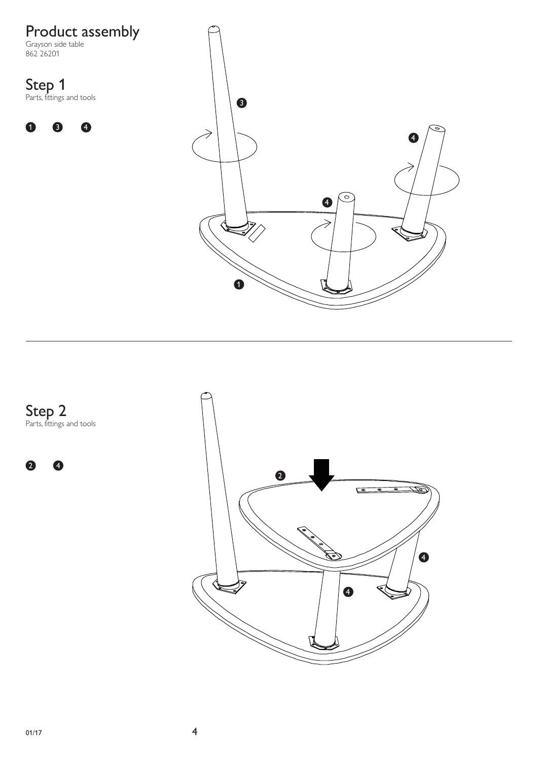# Product assembly

Grayson side table
862 26201

## Step 1

Parts, fittings and tools

1 3 4

## Step 2

Parts, fittings and tools

2 4

01/17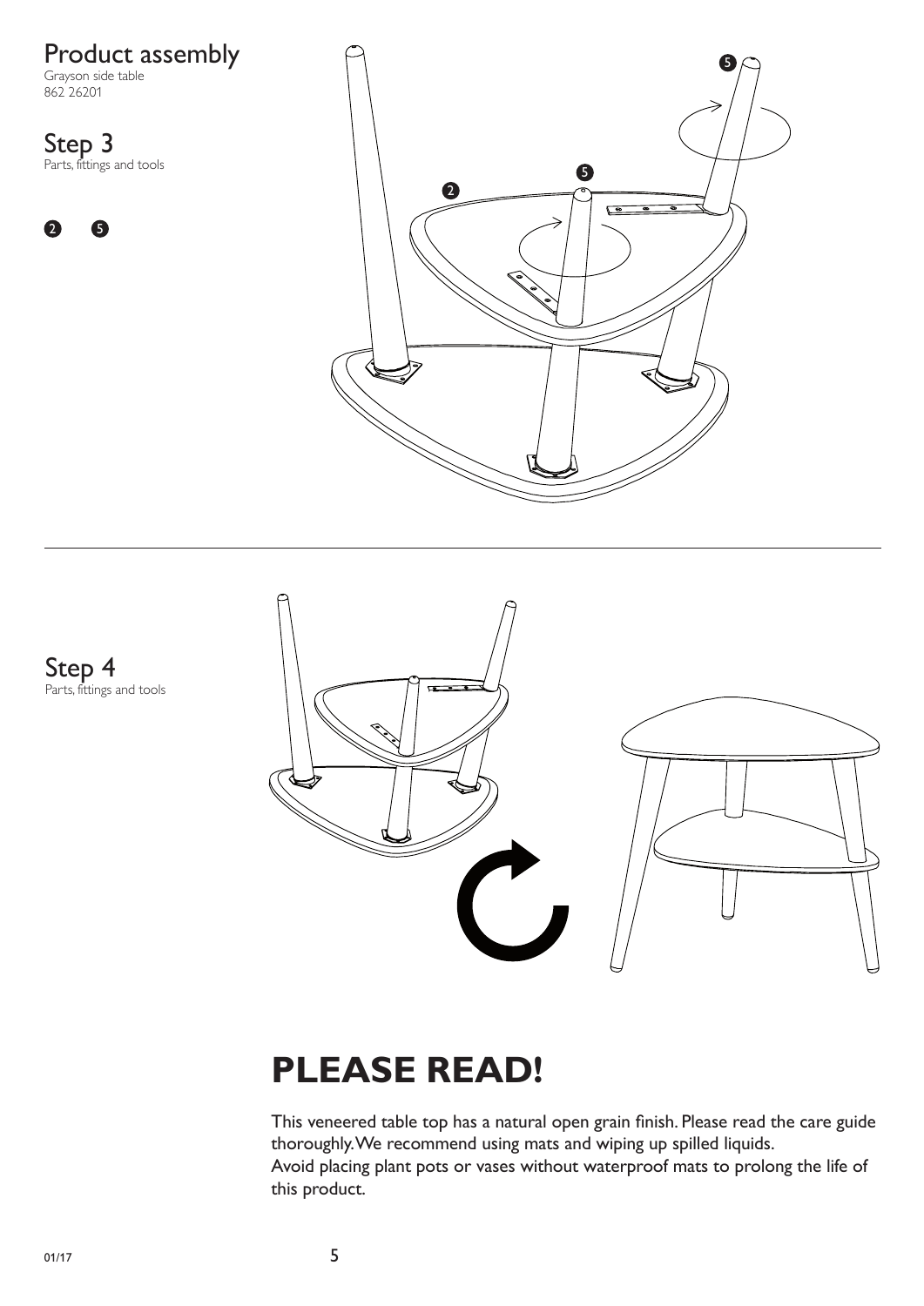# Product assembly

Grayson side table
862 26201

## Step 3

Parts, fittings and tools

2 5

## Step 4

Parts, fittings and tools

# PLEASE READ!

This veneered table top has a natural open grain finish. Please read the care guide thoroughly. We recommend using mats and wiping up spilled liquids.
Avoid placing plant pots or vases without waterproof mats to prolong the life of this product.

01/17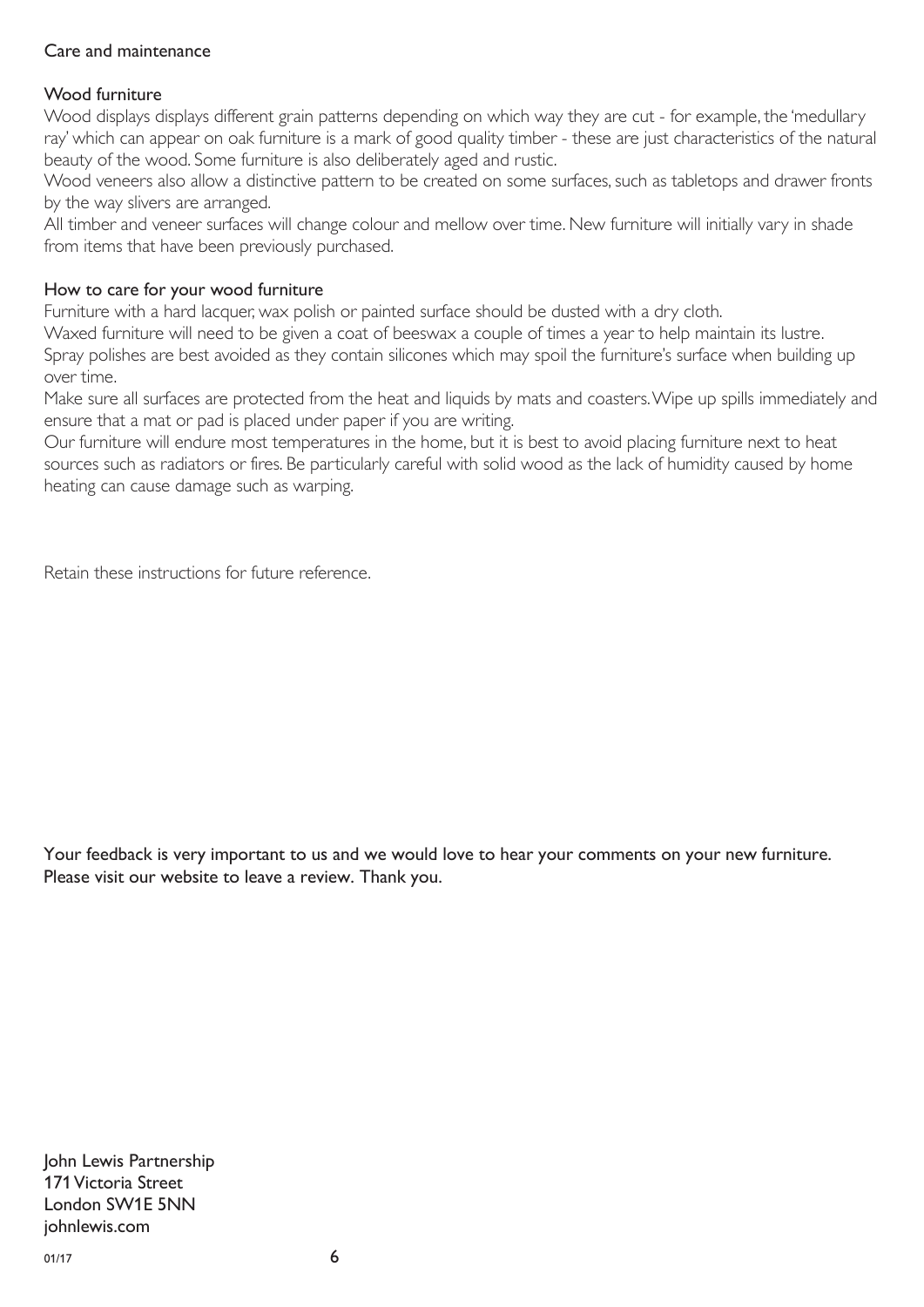## Care and maintenance

### Wood furniture

Wood displays displays different grain patterns depending on which way they are cut - for example, the 'medullary ray' which can appear on oak furniture is a mark of good quality timber - these are just characteristics of the natural beauty of the wood. Some furniture is also deliberately aged and rustic.

Wood veneers also allow a distinctive pattern to be created on some surfaces, such as tabletops and drawer fronts by the way slivers are arranged.

All timber and veneer surfaces will change colour and mellow over time. New furniture will initially vary in shade from items that have been previously purchased.

### How to care for your wood furniture

Furniture with a hard lacquer, wax polish or painted surface should be dusted with a dry cloth.

Waxed furniture will need to be given a coat of beeswax a couple of times a year to help maintain its lustre.

Spray polishes are best avoided as they contain silicones which may spoil the furniture's surface when building up over time.

Make sure all surfaces are protected from the heat and liquids by mats and coasters. Wipe up spills immediately and ensure that a mat or pad is placed under paper if you are writing.

Our furniture will endure most temperatures in the home, but it is best to avoid placing furniture next to heat sources such as radiators or fires. Be particularly careful with solid wood as the lack of humidity caused by home heating can cause damage such as warping.

Retain these instructions for future reference.

Your feedback is very important to us and we would love to hear your comments on your new furniture. Please visit our website to leave a review. Thank you.

John Lewis Partnership
171 Victoria Street
London SW1E 5NN
johnlewis.com

01/17